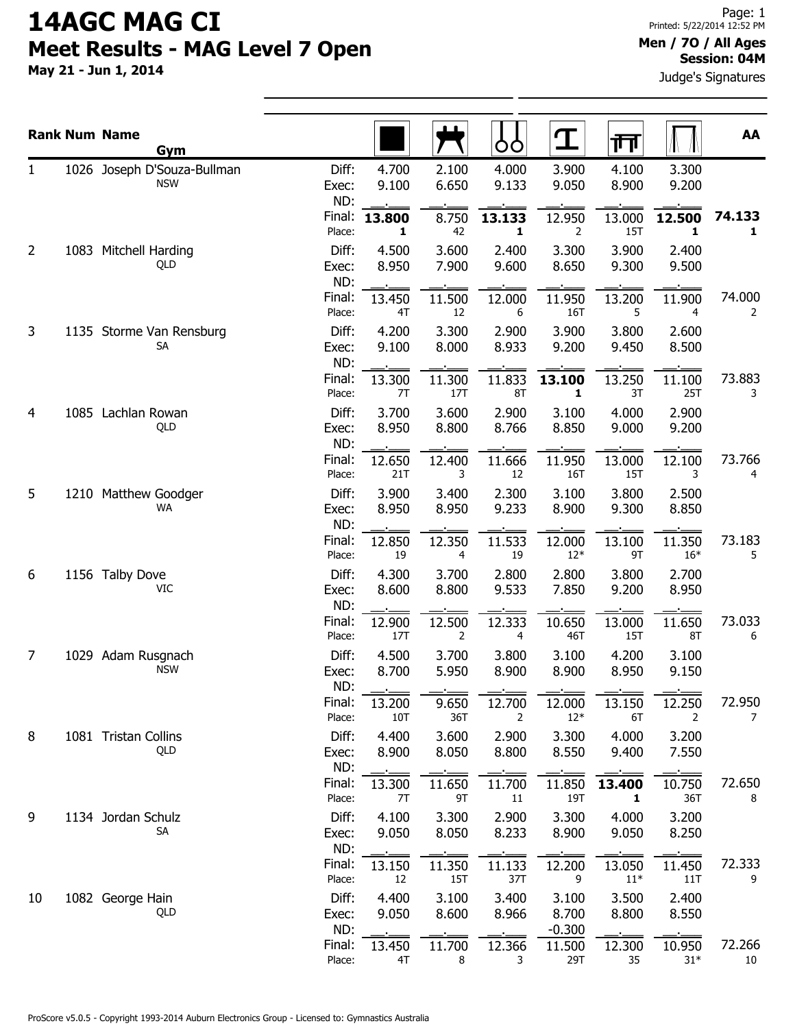# 14AGC MAG CI

## Meet Results - MAG Level 7 Open

**May 21 - Jun 1, 2014**

Printed: 5/22/2014 12:52 PM

**Men / 7O / All Ages**
**Session: 04M**

Judge's Signatures

| Rank | Num | Name / Gym | | Floor | Pommel Horse | Rings | Vault | Parallel Bars | High Bar | AA |
|---|---|---|---|---|---|---|---|---|---|---|
| 1 | 1026 | Joseph D'Souza-Bullman | Diff: | 4.700 | 2.100 | 4.000 | 3.900 | 4.100 | 3.300 | |
| | | NSW | Exec: | 9.100 | 6.650 | 9.133 | 9.050 | 8.900 | 9.200 | |
| | | | ND: | | | | | | | |
| | | | Final: | **13.800** | 8.750 | **13.133** | 12.950 | 13.000 | **12.500** | **74.133** |
| | | | Place: | **1** | 42 | **1** | 2 | 15T | **1** | **1** |
| 2 | 1083 | Mitchell Harding | Diff: | 4.500 | 3.600 | 2.400 | 3.300 | 3.900 | 2.400 | |
| | | QLD | Exec: | 8.950 | 7.900 | 9.600 | 8.650 | 9.300 | 9.500 | |
| | | | ND: | | | | | | | |
| | | | Final: | 13.450 | 11.500 | 12.000 | 11.950 | 13.200 | 11.900 | 74.000 |
| | | | Place: | 4T | 12 | 6 | 16T | 5 | 4 | 2 |
| 3 | 1135 | Storme Van Rensburg | Diff: | 4.200 | 3.300 | 2.900 | 3.900 | 3.800 | 2.600 | |
| | | SA | Exec: | 9.100 | 8.000 | 8.933 | 9.200 | 9.450 | 8.500 | |
| | | | ND: | | | | | | | |
| | | | Final: | 13.300 | 11.300 | 11.833 | **13.100** | 13.250 | 11.100 | 73.883 |
| | | | Place: | 7T | 17T | 8T | **1** | 3T | 25T | 3 |
| 4 | 1085 | Lachlan Rowan | Diff: | 3.700 | 3.600 | 2.900 | 3.100 | 4.000 | 2.900 | |
| | | QLD | Exec: | 8.950 | 8.800 | 8.766 | 8.850 | 9.000 | 9.200 | |
| | | | ND: | | | | | | | |
| | | | Final: | 12.650 | 12.400 | 11.666 | 11.950 | 13.000 | 12.100 | 73.766 |
| | | | Place: | 21T | 3 | 12 | 16T | 15T | 3 | 4 |
| 5 | 1210 | Matthew Goodger | Diff: | 3.900 | 3.400 | 2.300 | 3.100 | 3.800 | 2.500 | |
| | | WA | Exec: | 8.950 | 8.950 | 9.233 | 8.900 | 9.300 | 8.850 | |
| | | | ND: | | | | | | | |
| | | | Final: | 12.850 | 12.350 | 11.533 | 12.000 | 13.100 | 11.350 | 73.183 |
| | | | Place: | 19 | 4 | 19 | 12* | 9T | 16* | 5 |
| 6 | 1156 | Talby Dove | Diff: | 4.300 | 3.700 | 2.800 | 2.800 | 3.800 | 2.700 | |
| | | VIC | Exec: | 8.600 | 8.800 | 9.533 | 7.850 | 9.200 | 8.950 | |
| | | | ND: | | | | | | | |
| | | | Final: | 12.900 | 12.500 | 12.333 | 10.650 | 13.000 | 11.650 | 73.033 |
| | | | Place: | 17T | 2 | 4 | 46T | 15T | 8T | 6 |
| 7 | 1029 | Adam Rusgnach | Diff: | 4.500 | 3.700 | 3.800 | 3.100 | 4.200 | 3.100 | |
| | | NSW | Exec: | 8.700 | 5.950 | 8.900 | 8.900 | 8.950 | 9.150 | |
| | | | ND: | | | | | | | |
| | | | Final: | 13.200 | 9.650 | 12.700 | 12.000 | 13.150 | 12.250 | 72.950 |
| | | | Place: | 10T | 36T | 2 | 12* | 6T | 2 | 7 |
| 8 | 1081 | Tristan Collins | Diff: | 4.400 | 3.600 | 2.900 | 3.300 | 4.000 | 3.200 | |
| | | QLD | Exec: | 8.900 | 8.050 | 8.800 | 8.550 | 9.400 | 7.550 | |
| | | | ND: | | | | | | | |
| | | | Final: | 13.300 | 11.650 | 11.700 | 11.850 | **13.400** | 10.750 | 72.650 |
| | | | Place: | 7T | 9T | 11 | 19T | **1** | 36T | 8 |
| 9 | 1134 | Jordan Schulz | Diff: | 4.100 | 3.300 | 2.900 | 3.300 | 4.000 | 3.200 | |
| | | SA | Exec: | 9.050 | 8.050 | 8.233 | 8.900 | 9.050 | 8.250 | |
| | | | ND: | | | | | | | |
| | | | Final: | 13.150 | 11.350 | 11.133 | 12.200 | 13.050 | 11.450 | 72.333 |
| | | | Place: | 12 | 15T | 37T | 9 | 11* | 11T | 9 |
| 10 | 1082 | George Hain | Diff: | 4.400 | 3.100 | 3.400 | 3.100 | 3.500 | 2.400 | |
| | | QLD | Exec: | 9.050 | 8.600 | 8.966 | 8.700 | 8.800 | 8.550 | |
| | | | ND: | | | | -0.300 | | | |
| | | | Final: | 13.450 | 11.700 | 12.366 | 11.500 | 12.300 | 10.950 | 72.266 |
| | | | Place: | 4T | 8 | 3 | 29T | 35 | 31* | 10 |

ProScore v5.0.5 - Copyright 1993-2014 Auburn Electronics Group - Licensed to: Gymnastics Australia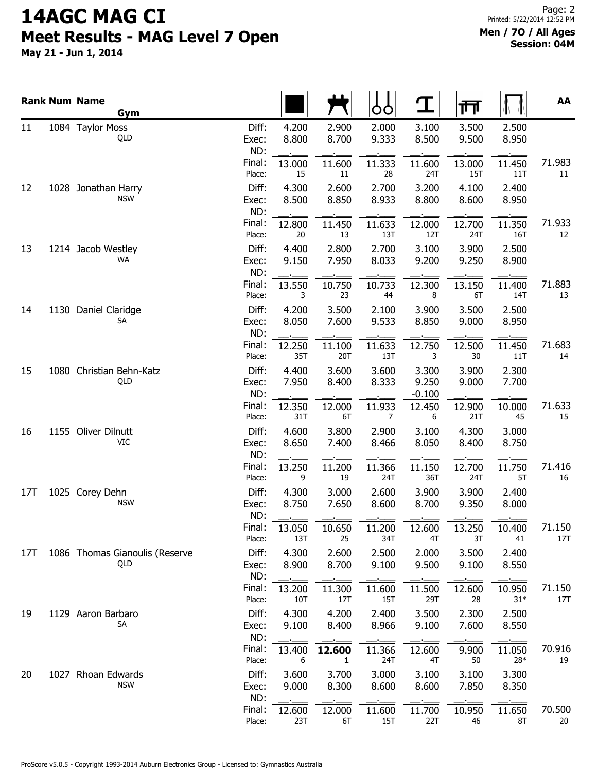# 14AGC MAG CI

## Meet Results - MAG Level 7 Open

**May 21 - Jun 1, 2014**

**Men / 7O / All Ages**
**Session: 04M**

| Rank | Num | Name / Gym | | Floor | Pommel Horse | Rings | Vault | Parallel Bars | High Bar | AA |
|---|---|---|---|---|---|---|---|---|---|---|
| 11 | 1084 | Taylor Moss | Diff: | 4.200 | 2.900 | 2.000 | 3.100 | 3.500 | 2.500 | |
| | | QLD | Exec: | 8.800 | 8.700 | 9.333 | 8.500 | 9.500 | 8.950 | |
| | | | ND: | | | | | | | |
| | | | Final: | 13.000 | 11.600 | 11.333 | 11.600 | 13.000 | 11.450 | 71.983 |
| | | | Place: | 15 | 11 | 28 | 24T | 15T | 11T | 11 |
| 12 | 1028 | Jonathan Harry | Diff: | 4.300 | 2.600 | 2.700 | 3.200 | 4.100 | 2.400 | |
| | | NSW | Exec: | 8.500 | 8.850 | 8.933 | 8.800 | 8.600 | 8.950 | |
| | | | ND: | | | | | | | |
| | | | Final: | 12.800 | 11.450 | 11.633 | 12.000 | 12.700 | 11.350 | 71.933 |
| | | | Place: | 20 | 13 | 13T | 12T | 24T | 16T | 12 |
| 13 | 1214 | Jacob Westley | Diff: | 4.400 | 2.800 | 2.700 | 3.100 | 3.900 | 2.500 | |
| | | WA | Exec: | 9.150 | 7.950 | 8.033 | 9.200 | 9.250 | 8.900 | |
| | | | ND: | | | | | | | |
| | | | Final: | 13.550 | 10.750 | 10.733 | 12.300 | 13.150 | 11.400 | 71.883 |
| | | | Place: | 3 | 23 | 44 | 8 | 6T | 14T | 13 |
| 14 | 1130 | Daniel Claridge | Diff: | 4.200 | 3.500 | 2.100 | 3.900 | 3.500 | 2.500 | |
| | | SA | Exec: | 8.050 | 7.600 | 9.533 | 8.850 | 9.000 | 8.950 | |
| | | | ND: | | | | | | | |
| | | | Final: | 12.250 | 11.100 | 11.633 | 12.750 | 12.500 | 11.450 | 71.683 |
| | | | Place: | 35T | 20T | 13T | 3 | 30 | 11T | 14 |
| 15 | 1080 | Christian Behn-Katz | Diff: | 4.400 | 3.600 | 3.600 | 3.300 | 3.900 | 2.300 | |
| | | QLD | Exec: | 7.950 | 8.400 | 8.333 | 9.250 | 9.000 | 7.700 | |
| | | | ND: | | | | -0.100 | | | |
| | | | Final: | 12.350 | 12.000 | 11.933 | 12.450 | 12.900 | 10.000 | 71.633 |
| | | | Place: | 31T | 6T | 7 | 6 | 21T | 45 | 15 |
| 16 | 1155 | Oliver Dilnutt | Diff: | 4.600 | 3.800 | 2.900 | 3.100 | 4.300 | 3.000 | |
| | | VIC | Exec: | 8.650 | 7.400 | 8.466 | 8.050 | 8.400 | 8.750 | |
| | | | ND: | | | | | | | |
| | | | Final: | 13.250 | 11.200 | 11.366 | 11.150 | 12.700 | 11.750 | 71.416 |
| | | | Place: | 9 | 19 | 24T | 36T | 24T | 5T | 16 |
| 17T | 1025 | Corey Dehn | Diff: | 4.300 | 3.000 | 2.600 | 3.900 | 3.900 | 2.400 | |
| | | NSW | Exec: | 8.750 | 7.650 | 8.600 | 8.700 | 9.350 | 8.000 | |
| | | | ND: | | | | | | | |
| | | | Final: | 13.050 | 10.650 | 11.200 | 12.600 | 13.250 | 10.400 | 71.150 |
| | | | Place: | 13T | 25 | 34T | 4T | 3T | 41 | 17T |
| 17T | 1086 | Thomas Gianoulis (Reserve | Diff: | 4.300 | 2.600 | 2.500 | 2.000 | 3.500 | 2.400 | |
| | | QLD | Exec: | 8.900 | 8.700 | 9.100 | 9.500 | 9.100 | 8.550 | |
| | | | ND: | | | | | | | |
| | | | Final: | 13.200 | 11.300 | 11.600 | 11.500 | 12.600 | 10.950 | 71.150 |
| | | | Place: | 10T | 17T | 15T | 29T | 28 | 31* | 17T |
| 19 | 1129 | Aaron Barbaro | Diff: | 4.300 | 4.200 | 2.400 | 3.500 | 2.300 | 2.500 | |
| | | SA | Exec: | 9.100 | 8.400 | 8.966 | 9.100 | 7.600 | 8.550 | |
| | | | ND: | | | | | | | |
| | | | Final: | 13.400 | **12.600** | 11.366 | 12.600 | 9.900 | 11.050 | 70.916 |
| | | | Place: | 6 | **1** | 24T | 4T | 50 | 28* | 19 |
| 20 | 1027 | Rhoan Edwards | Diff: | 3.600 | 3.700 | 3.000 | 3.100 | 3.100 | 3.300 | |
| | | NSW | Exec: | 9.000 | 8.300 | 8.600 | 8.600 | 7.850 | 8.350 | |
| | | | ND: | | | | | | | |
| | | | Final: | 12.600 | 12.000 | 11.600 | 11.700 | 10.950 | 11.650 | 70.500 |
| | | | Place: | 23T | 6T | 15T | 22T | 46 | 8T | 20 |

ProScore v5.0.5 - Copyright 1993-2014 Auburn Electronics Group - Licensed to: Gymnastics Australia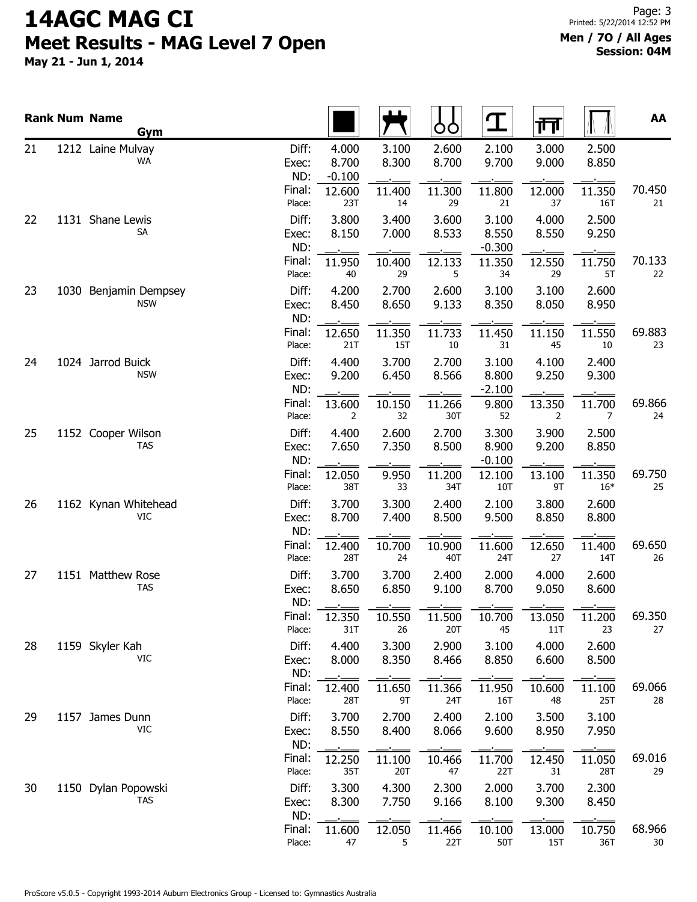# 14AGC MAG CI

## Meet Results - MAG Level 7 Open

**May 21 - Jun 1, 2014**

**Men / 7O / All Ages**
**Session: 04M**

| Rank | Num | Name / Gym | | Floor | Pommel Horse | Rings | Vault | Parallel Bars | High Bar | AA |
|---|---|---|---|---|---|---|---|---|---|---|
| 21 | 1212 | Laine Mulvay | Diff: | 4.000 | 3.100 | 2.600 | 2.100 | 3.000 | 2.500 | |
| | | WA | Exec: | 8.700 | 8.300 | 8.700 | 9.700 | 9.000 | 8.850 | |
| | | | ND: | -0.100 | | | | | | |
| | | | Final: | 12.600 | 11.400 | 11.300 | 11.800 | 12.000 | 11.350 | 70.450 |
| | | | Place: | 23T | 14 | 29 | 21 | 37 | 16T | 21 |
| 22 | 1131 | Shane Lewis | Diff: | 3.800 | 3.400 | 3.600 | 3.100 | 4.000 | 2.500 | |
| | | SA | Exec: | 8.150 | 7.000 | 8.533 | 8.550 | 8.550 | 9.250 | |
| | | | ND: | | | | -0.300 | | | |
| | | | Final: | 11.950 | 10.400 | 12.133 | 11.350 | 12.550 | 11.750 | 70.133 |
| | | | Place: | 40 | 29 | 5 | 34 | 29 | 5T | 22 |
| 23 | 1030 | Benjamin Dempsey | Diff: | 4.200 | 2.700 | 2.600 | 3.100 | 3.100 | 2.600 | |
| | | NSW | Exec: | 8.450 | 8.650 | 9.133 | 8.350 | 8.050 | 8.950 | |
| | | | ND: | | | | | | | |
| | | | Final: | 12.650 | 11.350 | 11.733 | 11.450 | 11.150 | 11.550 | 69.883 |
| | | | Place: | 21T | 15T | 10 | 31 | 45 | 10 | 23 |
| 24 | 1024 | Jarrod Buick | Diff: | 4.400 | 3.700 | 2.700 | 3.100 | 4.100 | 2.400 | |
| | | NSW | Exec: | 9.200 | 6.450 | 8.566 | 8.800 | 9.250 | 9.300 | |
| | | | ND: | | | | -2.100 | | | |
| | | | Final: | 13.600 | 10.150 | 11.266 | 9.800 | 13.350 | 11.700 | 69.866 |
| | | | Place: | 2 | 32 | 30T | 52 | 2 | 7 | 24 |
| 25 | 1152 | Cooper Wilson | Diff: | 4.400 | 2.600 | 2.700 | 3.300 | 3.900 | 2.500 | |
| | | TAS | Exec: | 7.650 | 7.350 | 8.500 | 8.900 | 9.200 | 8.850 | |
| | | | ND: | | | | -0.100 | | | |
| | | | Final: | 12.050 | 9.950 | 11.200 | 12.100 | 13.100 | 11.350 | 69.750 |
| | | | Place: | 38T | 33 | 34T | 10T | 9T | 16* | 25 |
| 26 | 1162 | Kynan Whitehead | Diff: | 3.700 | 3.300 | 2.400 | 2.100 | 3.800 | 2.600 | |
| | | VIC | Exec: | 8.700 | 7.400 | 8.500 | 9.500 | 8.850 | 8.800 | |
| | | | ND: | | | | | | | |
| | | | Final: | 12.400 | 10.700 | 10.900 | 11.600 | 12.650 | 11.400 | 69.650 |
| | | | Place: | 28T | 24 | 40T | 24T | 27 | 14T | 26 |
| 27 | 1151 | Matthew Rose | Diff: | 3.700 | 3.700 | 2.400 | 2.000 | 4.000 | 2.600 | |
| | | TAS | Exec: | 8.650 | 6.850 | 9.100 | 8.700 | 9.050 | 8.600 | |
| | | | ND: | | | | | | | |
| | | | Final: | 12.350 | 10.550 | 11.500 | 10.700 | 13.050 | 11.200 | 69.350 |
| | | | Place: | 31T | 26 | 20T | 45 | 11T | 23 | 27 |
| 28 | 1159 | Skyler Kah | Diff: | 4.400 | 3.300 | 2.900 | 3.100 | 4.000 | 2.600 | |
| | | VIC | Exec: | 8.000 | 8.350 | 8.466 | 8.850 | 6.600 | 8.500 | |
| | | | ND: | | | | | | | |
| | | | Final: | 12.400 | 11.650 | 11.366 | 11.950 | 10.600 | 11.100 | 69.066 |
| | | | Place: | 28T | 9T | 24T | 16T | 48 | 25T | 28 |
| 29 | 1157 | James Dunn | Diff: | 3.700 | 2.700 | 2.400 | 2.100 | 3.500 | 3.100 | |
| | | VIC | Exec: | 8.550 | 8.400 | 8.066 | 9.600 | 8.950 | 7.950 | |
| | | | ND: | | | | | | | |
| | | | Final: | 12.250 | 11.100 | 10.466 | 11.700 | 12.450 | 11.050 | 69.016 |
| | | | Place: | 35T | 20T | 47 | 22T | 31 | 28T | 29 |
| 30 | 1150 | Dylan Popowski | Diff: | 3.300 | 4.300 | 2.300 | 2.000 | 3.700 | 2.300 | |
| | | TAS | Exec: | 8.300 | 7.750 | 9.166 | 8.100 | 9.300 | 8.450 | |
| | | | ND: | | | | | | | |
| | | | Final: | 11.600 | 12.050 | 11.466 | 10.100 | 13.000 | 10.750 | 68.966 |
| | | | Place: | 47 | 5 | 22T | 50T | 15T | 36T | 30 |

ProScore v5.0.5 - Copyright 1993-2014 Auburn Electronics Group - Licensed to: Gymnastics Australia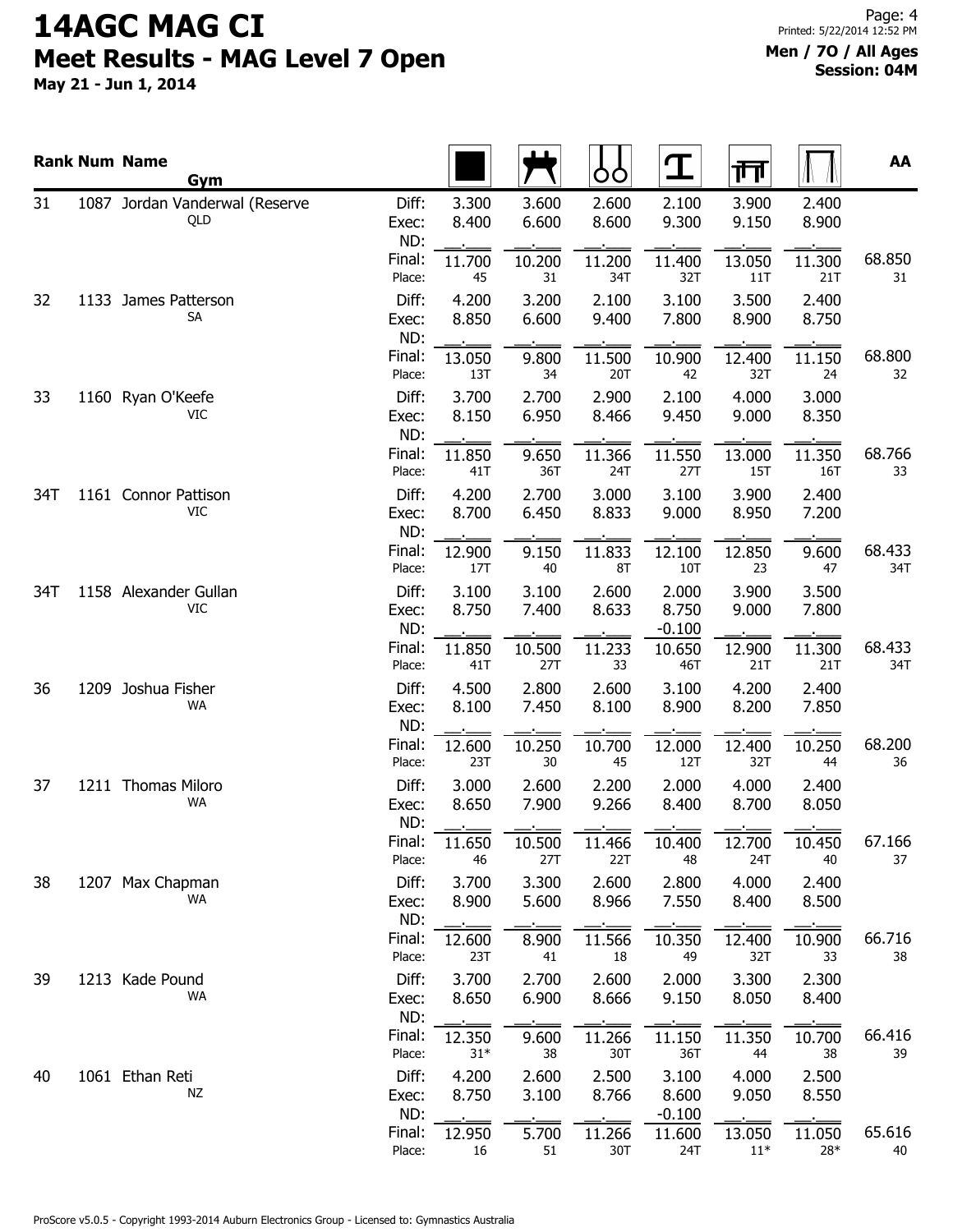# 14AGC MAG CI

## Meet Results - MAG Level 7 Open

**May 21 - Jun 1, 2014**

**Men / 7O / All Ages**
**Session: 04M**

| Rank | Num | Name / Gym | | Floor | Pommel Horse | Rings | Vault | Parallel Bars | High Bar | AA |
|---|---|---|---|---|---|---|---|---|---|---|
| 31 | 1087 | Jordan Vanderwal (Reserve | Diff: | 3.300 | 3.600 | 2.600 | 2.100 | 3.900 | 2.400 | |
| | | QLD | Exec: | 8.400 | 6.600 | 8.600 | 9.300 | 9.150 | 8.900 | |
| | | | ND: | | | | | | | |
| | | | Final: | 11.700 | 10.200 | 11.200 | 11.400 | 13.050 | 11.300 | 68.850 |
| | | | Place: | 45 | 31 | 34T | 32T | 11T | 21T | 31 |
| 32 | 1133 | James Patterson | Diff: | 4.200 | 3.200 | 2.100 | 3.100 | 3.500 | 2.400 | |
| | | SA | Exec: | 8.850 | 6.600 | 9.400 | 7.800 | 8.900 | 8.750 | |
| | | | ND: | | | | | | | |
| | | | Final: | 13.050 | 9.800 | 11.500 | 10.900 | 12.400 | 11.150 | 68.800 |
| | | | Place: | 13T | 34 | 20T | 42 | 32T | 24 | 32 |
| 33 | 1160 | Ryan O'Keefe | Diff: | 3.700 | 2.700 | 2.900 | 2.100 | 4.000 | 3.000 | |
| | | VIC | Exec: | 8.150 | 6.950 | 8.466 | 9.450 | 9.000 | 8.350 | |
| | | | ND: | | | | | | | |
| | | | Final: | 11.850 | 9.650 | 11.366 | 11.550 | 13.000 | 11.350 | 68.766 |
| | | | Place: | 41T | 36T | 24T | 27T | 15T | 16T | 33 |
| 34T | 1161 | Connor Pattison | Diff: | 4.200 | 2.700 | 3.000 | 3.100 | 3.900 | 2.400 | |
| | | VIC | Exec: | 8.700 | 6.450 | 8.833 | 9.000 | 8.950 | 7.200 | |
| | | | ND: | | | | | | | |
| | | | Final: | 12.900 | 9.150 | 11.833 | 12.100 | 12.850 | 9.600 | 68.433 |
| | | | Place: | 17T | 40 | 8T | 10T | 23 | 47 | 34T |
| 34T | 1158 | Alexander Gullan | Diff: | 3.100 | 3.100 | 2.600 | 2.000 | 3.900 | 3.500 | |
| | | VIC | Exec: | 8.750 | 7.400 | 8.633 | 8.750 | 9.000 | 7.800 | |
| | | | ND: | | | | -0.100 | | | |
| | | | Final: | 11.850 | 10.500 | 11.233 | 10.650 | 12.900 | 11.300 | 68.433 |
| | | | Place: | 41T | 27T | 33 | 46T | 21T | 21T | 34T |
| 36 | 1209 | Joshua Fisher | Diff: | 4.500 | 2.800 | 2.600 | 3.100 | 4.200 | 2.400 | |
| | | WA | Exec: | 8.100 | 7.450 | 8.100 | 8.900 | 8.200 | 7.850 | |
| | | | ND: | | | | | | | |
| | | | Final: | 12.600 | 10.250 | 10.700 | 12.000 | 12.400 | 10.250 | 68.200 |
| | | | Place: | 23T | 30 | 45 | 12T | 32T | 44 | 36 |
| 37 | 1211 | Thomas Miloro | Diff: | 3.000 | 2.600 | 2.200 | 2.000 | 4.000 | 2.400 | |
| | | WA | Exec: | 8.650 | 7.900 | 9.266 | 8.400 | 8.700 | 8.050 | |
| | | | ND: | | | | | | | |
| | | | Final: | 11.650 | 10.500 | 11.466 | 10.400 | 12.700 | 10.450 | 67.166 |
| | | | Place: | 46 | 27T | 22T | 48 | 24T | 40 | 37 |
| 38 | 1207 | Max Chapman | Diff: | 3.700 | 3.300 | 2.600 | 2.800 | 4.000 | 2.400 | |
| | | WA | Exec: | 8.900 | 5.600 | 8.966 | 7.550 | 8.400 | 8.500 | |
| | | | ND: | | | | | | | |
| | | | Final: | 12.600 | 8.900 | 11.566 | 10.350 | 12.400 | 10.900 | 66.716 |
| | | | Place: | 23T | 41 | 18 | 49 | 32T | 33 | 38 |
| 39 | 1213 | Kade Pound | Diff: | 3.700 | 2.700 | 2.600 | 2.000 | 3.300 | 2.300 | |
| | | WA | Exec: | 8.650 | 6.900 | 8.666 | 9.150 | 8.050 | 8.400 | |
| | | | ND: | | | | | | | |
| | | | Final: | 12.350 | 9.600 | 11.266 | 11.150 | 11.350 | 10.700 | 66.416 |
| | | | Place: | 31* | 38 | 30T | 36T | 44 | 38 | 39 |
| 40 | 1061 | Ethan Reti | Diff: | 4.200 | 2.600 | 2.500 | 3.100 | 4.000 | 2.500 | |
| | | NZ | Exec: | 8.750 | 3.100 | 8.766 | 8.600 | 9.050 | 8.550 | |
| | | | ND: | | | | -0.100 | | | |
| | | | Final: | 12.950 | 5.700 | 11.266 | 11.600 | 13.050 | 11.050 | 65.616 |
| | | | Place: | 16 | 51 | 30T | 24T | 11* | 28* | 40 |

ProScore v5.0.5 - Copyright 1993-2014 Auburn Electronics Group - Licensed to: Gymnastics Australia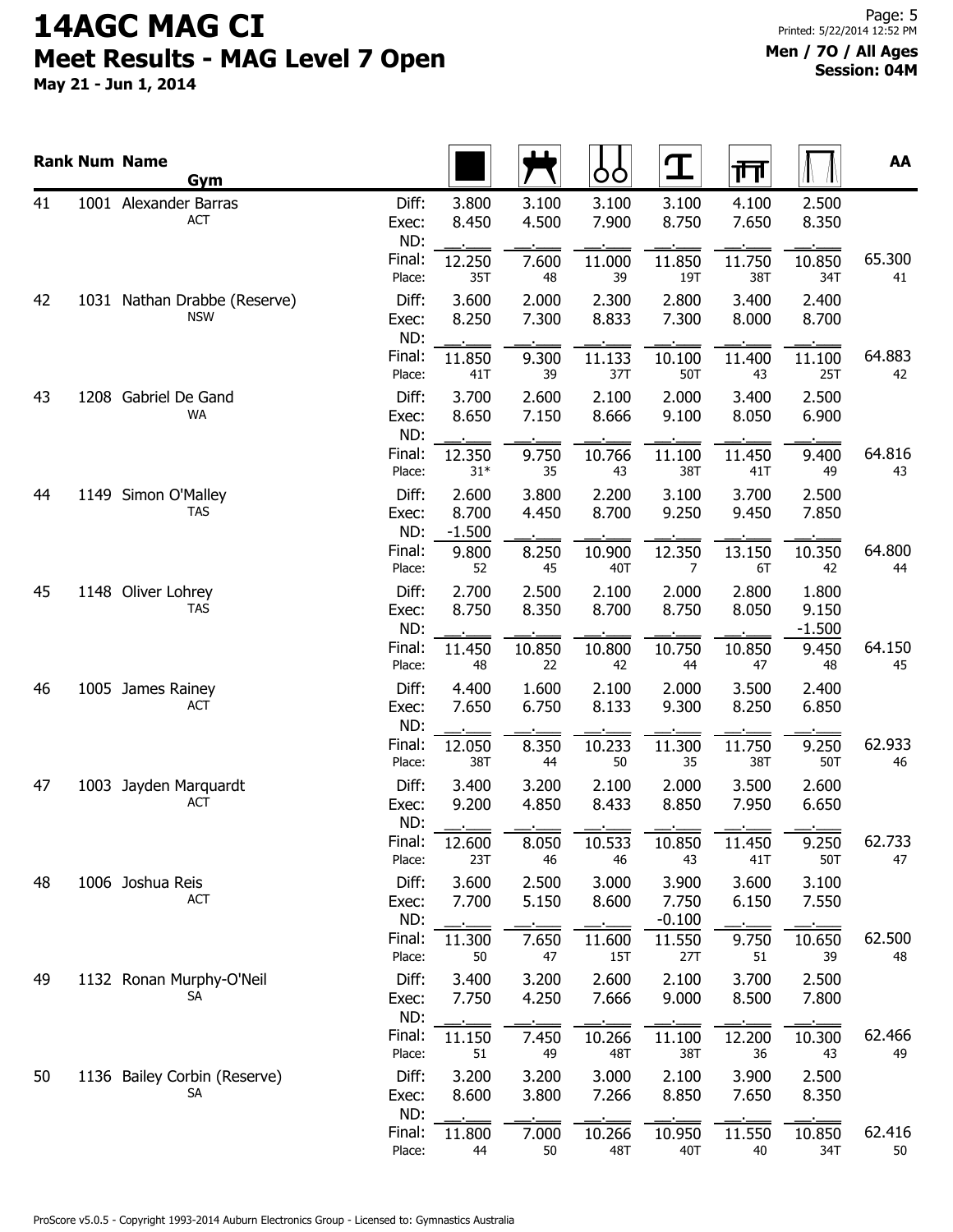# 14AGC MAG CI

## Meet Results - MAG Level 7 Open

**May 21 - Jun 1, 2014**

**Men / 7O / All Ages**
**Session: 04M**

| Rank | Num | Name / Gym | | Floor | Pommel Horse | Rings | Vault | Parallel Bars | High Bar | AA |
|---|---|---|---|---|---|---|---|---|---|---|
| 41 | 1001 | Alexander Barras | Diff: | 3.800 | 3.100 | 3.100 | 3.100 | 4.100 | 2.500 | |
| | | ACT | Exec: | 8.450 | 4.500 | 7.900 | 8.750 | 7.650 | 8.350 | |
| | | | ND: | | | | | | | |
| | | | Final: | 12.250 | 7.600 | 11.000 | 11.850 | 11.750 | 10.850 | 65.300 |
| | | | Place: | 35T | 48 | 39 | 19T | 38T | 34T | 41 |
| 42 | 1031 | Nathan Drabbe (Reserve) | Diff: | 3.600 | 2.000 | 2.300 | 2.800 | 3.400 | 2.400 | |
| | | NSW | Exec: | 8.250 | 7.300 | 8.833 | 7.300 | 8.000 | 8.700 | |
| | | | ND: | | | | | | | |
| | | | Final: | 11.850 | 9.300 | 11.133 | 10.100 | 11.400 | 11.100 | 64.883 |
| | | | Place: | 41T | 39 | 37T | 50T | 43 | 25T | 42 |
| 43 | 1208 | Gabriel De Gand | Diff: | 3.700 | 2.600 | 2.100 | 2.000 | 3.400 | 2.500 | |
| | | WA | Exec: | 8.650 | 7.150 | 8.666 | 9.100 | 8.050 | 6.900 | |
| | | | ND: | | | | | | | |
| | | | Final: | 12.350 | 9.750 | 10.766 | 11.100 | 11.450 | 9.400 | 64.816 |
| | | | Place: | 31* | 35 | 43 | 38T | 41T | 49 | 43 |
| 44 | 1149 | Simon O'Malley | Diff: | 2.600 | 3.800 | 2.200 | 3.100 | 3.700 | 2.500 | |
| | | TAS | Exec: | 8.700 | 4.450 | 8.700 | 9.250 | 9.450 | 7.850 | |
| | | | ND: | -1.500 | | | | | | |
| | | | Final: | 9.800 | 8.250 | 10.900 | 12.350 | 13.150 | 10.350 | 64.800 |
| | | | Place: | 52 | 45 | 40T | 7 | 6T | 42 | 44 |
| 45 | 1148 | Oliver Lohrey | Diff: | 2.700 | 2.500 | 2.100 | 2.000 | 2.800 | 1.800 | |
| | | TAS | Exec: | 8.750 | 8.350 | 8.700 | 8.750 | 8.050 | 9.150 | |
| | | | ND: | | | | | | -1.500 | |
| | | | Final: | 11.450 | 10.850 | 10.800 | 10.750 | 10.850 | 9.450 | 64.150 |
| | | | Place: | 48 | 22 | 42 | 44 | 47 | 48 | 45 |
| 46 | 1005 | James Rainey | Diff: | 4.400 | 1.600 | 2.100 | 2.000 | 3.500 | 2.400 | |
| | | ACT | Exec: | 7.650 | 6.750 | 8.133 | 9.300 | 8.250 | 6.850 | |
| | | | ND: | | | | | | | |
| | | | Final: | 12.050 | 8.350 | 10.233 | 11.300 | 11.750 | 9.250 | 62.933 |
| | | | Place: | 38T | 44 | 50 | 35 | 38T | 50T | 46 |
| 47 | 1003 | Jayden Marquardt | Diff: | 3.400 | 3.200 | 2.100 | 2.000 | 3.500 | 2.600 | |
| | | ACT | Exec: | 9.200 | 4.850 | 8.433 | 8.850 | 7.950 | 6.650 | |
| | | | ND: | | | | | | | |
| | | | Final: | 12.600 | 8.050 | 10.533 | 10.850 | 11.450 | 9.250 | 62.733 |
| | | | Place: | 23T | 46 | 46 | 43 | 41T | 50T | 47 |
| 48 | 1006 | Joshua Reis | Diff: | 3.600 | 2.500 | 3.000 | 3.900 | 3.600 | 3.100 | |
| | | ACT | Exec: | 7.700 | 5.150 | 8.600 | 7.750 | 6.150 | 7.550 | |
| | | | ND: | | | | -0.100 | | | |
| | | | Final: | 11.300 | 7.650 | 11.600 | 11.550 | 9.750 | 10.650 | 62.500 |
| | | | Place: | 50 | 47 | 15T | 27T | 51 | 39 | 48 |
| 49 | 1132 | Ronan Murphy-O'Neil | Diff: | 3.400 | 3.200 | 2.600 | 2.100 | 3.700 | 2.500 | |
| | | SA | Exec: | 7.750 | 4.250 | 7.666 | 9.000 | 8.500 | 7.800 | |
| | | | ND: | | | | | | | |
| | | | Final: | 11.150 | 7.450 | 10.266 | 11.100 | 12.200 | 10.300 | 62.466 |
| | | | Place: | 51 | 49 | 48T | 38T | 36 | 43 | 49 |
| 50 | 1136 | Bailey Corbin (Reserve) | Diff: | 3.200 | 3.200 | 3.000 | 2.100 | 3.900 | 2.500 | |
| | | SA | Exec: | 8.600 | 3.800 | 7.266 | 8.850 | 7.650 | 8.350 | |
| | | | ND: | | | | | | | |
| | | | Final: | 11.800 | 7.000 | 10.266 | 10.950 | 11.550 | 10.850 | 62.416 |
| | | | Place: | 44 | 50 | 48T | 40T | 40 | 34T | 50 |

ProScore v5.0.5 - Copyright 1993-2014 Auburn Electronics Group - Licensed to: Gymnastics Australia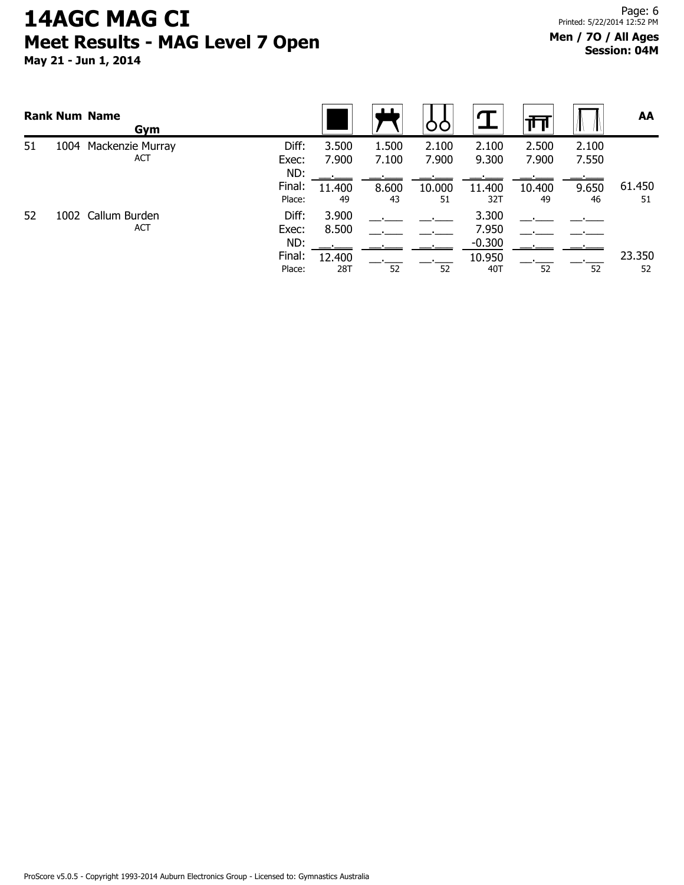# 14AGC MAG CI

## Meet Results - MAG Level 7 Open

**May 21 - Jun 1, 2014**

Printed: 5/22/2014 12:52 PM

**Men / 7O / All Ages**
**Session: 04M**

| Rank | Num | Name / Gym | | Floor | Pommel Horse | Rings | Vault | Parallel Bars | High Bar | AA |
|---|---|---|---|---|---|---|---|---|---|---|
| 51 | 1004 | Mackenzie Murray | Diff: | 3.500 | 1.500 | 2.100 | 2.100 | 2.500 | 2.100 | |
| | | ACT | Exec: | 7.900 | 7.100 | 7.900 | 9.300 | 7.900 | 7.550 | |
| | | | ND: | __.___ | __.___ | __.___ | __.___ | __.___ | __.___ | |
| | | | Final: | 11.400 | 8.600 | 10.000 | 11.400 | 10.400 | 9.650 | 61.450 |
| | | | Place: | 49 | 43 | 51 | 32T | 49 | 46 | 51 |
| 52 | 1002 | Callum Burden | Diff: | 3.900 | __.___ | __.___ | 3.300 | __.___ | __.___ | |
| | | ACT | Exec: | 8.500 | __.___ | __.___ | 7.950 | __.___ | __.___ | |
| | | | ND: | __.___ | __.___ | __.___ | -0.300 | __.___ | __.___ | |
| | | | Final: | 12.400 | __.___ | __.___ | 10.950 | __.___ | __.___ | 23.350 |
| | | | Place: | 28T | 52 | 52 | 40T | 52 | 52 | 52 |

ProScore v5.0.5 - Copyright 1993-2014 Auburn Electronics Group - Licensed to: Gymnastics Australia